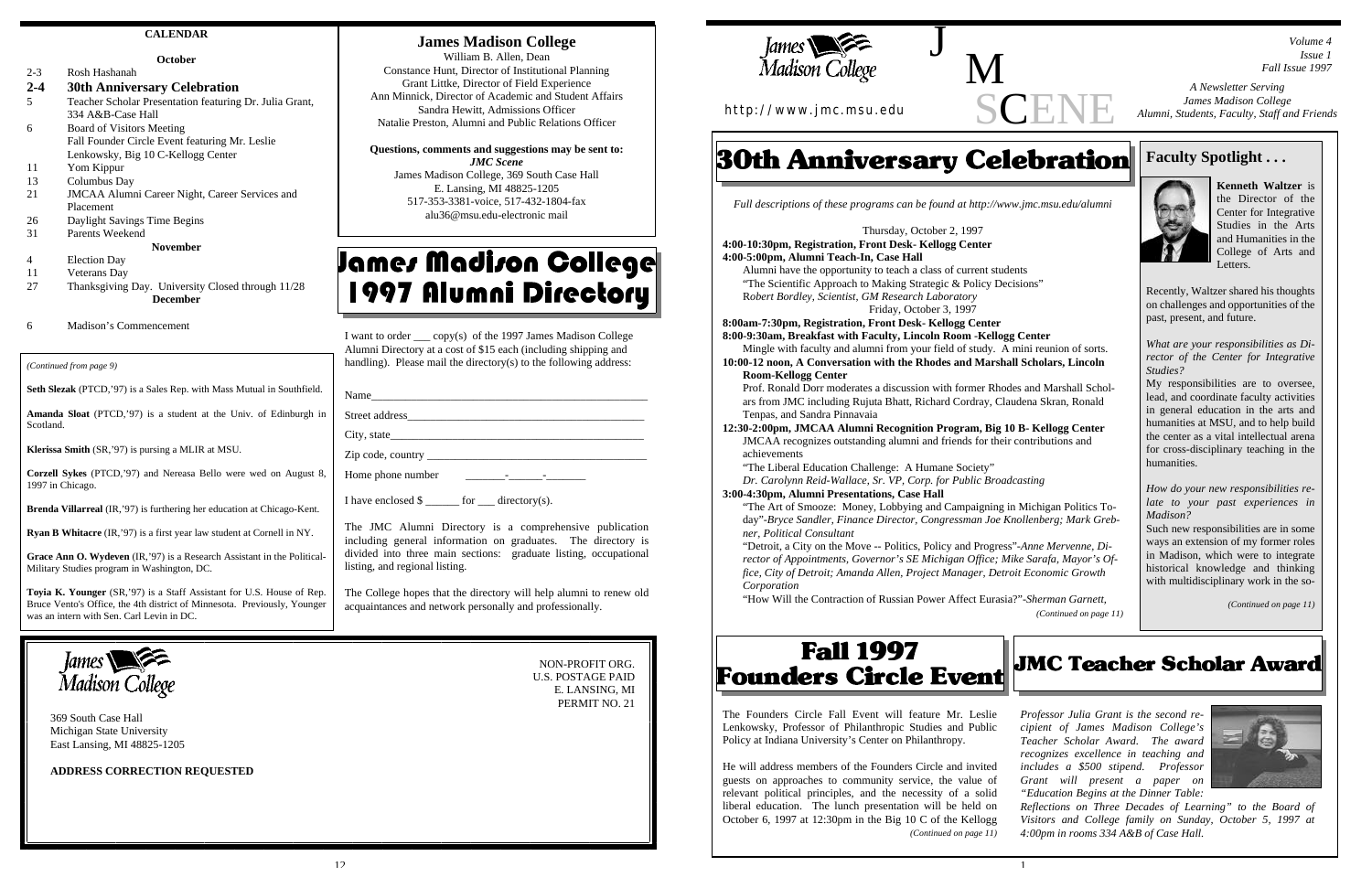## CALENDAR

### October

- 2-3 Rosh Hashanah
- **2-4 30th Anniversary Celebration**
- 5 Teacher Scholar Presentation featuring Dr. Julia Grant, 334 A&B-Case Hall
- 6 Board of Visitors Meeting
  Fall Founder Circle Event featuring Mr. Leslie Lenkowsky, Big 10 C-Kellogg Center
- 11 Yom Kippur
- 13 Columbus Day
- 21 JMCAA Alumni Career Night, Career Services and Placement
- 26 Daylight Savings Time Begins
- 31 Parents Weekend

### November

- 4 Election Day
- 11 Veterans Day
- 27 Thanksgiving Day. University Closed through 11/28

### December

- 6 Madison's Commencement

*(Continued from page 9)*

**Seth Slezak** (PTCD,'97) is a Sales Rep. with Mass Mutual in Southfield.

**Amanda Sloat** (PTCD,'97) is a student at the Univ. of Edinburgh in Scotland.

**Klerissa Smith** (SR,'97) is pursuing a MLIR at MSU.

**Corzell Sykes** (PTCD,'97) and Nereasa Bello were wed on August 8, 1997 in Chicago.

**Brenda Villarreal** (IR,'97) is furthering her education at Chicago-Kent.

**Ryan B Whitacre** (IR,'97) is a first year law student at Cornell in NY.

**Grace Ann O. Wydeven** (IR,'97) is a Research Assistant in the Political-Military Studies program in Washington, DC.

**Toyia K. Younger** (SR,'97) is a Staff Assistant for U.S. House of Rep. Bruce Vento's Office, the 4th district of Minnesota. Previously, Younger was an intern with Sen. Carl Levin in DC.

## James Madison College

William B. Allen, Dean
Constance Hunt, Director of Institutional Planning
Grant Littke, Director of Field Experience
Ann Minnick, Director of Academic and Student Affairs
Sandra Hewitt, Admissions Officer
Natalie Preston, Alumni and Public Relations Officer

**Questions, comments and suggestions may be sent to:**
***JMC Scene***
James Madison College, 369 South Case Hall
E. Lansing, MI 48825-1205
517-353-3381-voice, 517-432-1804-fax
alu36@msu.edu-electronic mail

## James Madison College 1997 Alumni Directory

I want to order ___ copy(s) of the 1997 James Madison College Alumni Directory at a cost of $15 each (including shipping and handling). Please mail the directory(s) to the following address:

Name_______________________________________________

Street address_________________________________________

City, state____________________________________________

Zip code, country _______________________________________

Home phone number _______-______-_______

I have enclosed $ ______ for ___ directory(s).

The JMC Alumni Directory is a comprehensive publication including general information on graduates. The directory is divided into three main sections: graduate listing, occupational listing, and regional listing.

The College hopes that the directory will help alumni to renew old acquaintances and network personally and professionally.

James Madison College
369 South Case Hall
Michigan State University
East Lansing, MI 48825-1205

**ADDRESS CORRECTION REQUESTED**

NON-PROFIT ORG.
U.S. POSTAGE PAID
E. LANSING, MI
PERMIT NO. 21

---

James Madison College

# JM SCENE

http://www.jmc.msu.edu

*Volume 4*
*Issue 1*
*Fall Issue 1997*

*A Newsletter Serving James Madison College Alumni, Students, Faculty, Staff and Friends*

## 30th Anniversary Celebration

*Full descriptions of these programs can be found at http://www.jmc.msu.edu/alumni*

Thursday, October 2, 1997

**4:00-10:30pm, Registration, Front Desk- Kellogg Center**

**4:00-5:00pm, Alumni Teach-In, Case Hall**

Alumni have the opportunity to teach a class of current students
"The Scientific Approach to Making Strategic & Policy Decisions"
R*obert Bordley, Scientist, GM Research Laboratory*

Friday, October 3, 1997

**8:00am-7:30pm, Registration, Front Desk- Kellogg Center**

**8:00-9:30am, Breakfast with Faculty, Lincoln Room -Kellogg Center**

Mingle with faculty and alumni from your field of study. A mini reunion of sorts.

**10:00-12 noon, A Conversation with the Rhodes and Marshall Scholars, Lincoln Room-Kellogg Center**

Prof. Ronald Dorr moderates a discussion with former Rhodes and Marshall Scholars from JMC including Rujuta Bhatt, Richard Cordray, Claudena Skran, Ronald Tenpas, and Sandra Pinnavaia

**12:30-2:00pm, JMCAA Alumni Recognition Program, Big 10 B- Kellogg Center**

JMCAA recognizes outstanding alumni and friends for their contributions and achievements
"The Liberal Education Challenge: A Humane Society"
*Dr. Carolynn Reid-Wallace, Sr. VP, Corp. for Public Broadcasting*

**3:00-4:30pm, Alumni Presentations, Case Hall**

"The Art of Smooze: Money, Lobbying and Campaigning in Michigan Politics Today"-*Bryce Sandler, Finance Director, Congressman Joe Knollenberg; Mark Grebner, Political Consultant*

"Detroit, a City on the Move -- Politics, Policy and Progress"-*Anne Mervenne, Director of Appointments, Governor's SE Michigan Office; Mike Sarafa, Mayor's Office, City of Detroit; Amanda Allen, Project Manager, Detroit Economic Growth Corporation*

"How Will the Contraction of Russian Power Affect Eurasia?"-*Sherman Garnett,*

*(Continued on page 11)*

## Faculty Spotlight . . .

**Kenneth Waltzer** is the Director of the Center for Integrative Studies in the Arts and Humanities in the College of Arts and Letters.

Recently, Waltzer shared his thoughts on challenges and opportunities of the past, present, and future.

*What are your responsibilities as Director of the Center for Integrative Studies?*

My responsibilities are to oversee, lead, and coordinate faculty activities in general education in the arts and humanities at MSU, and to help build the center as a vital intellectual arena for cross-disciplinary teaching in the humanities.

*How do your new responsibilities relate to your past experiences in Madison?*

Such new responsibilities are in some ways an extension of my former roles in Madison, which were to integrate historical knowledge and thinking with multidisciplinary work in the so-

*(Continued on page 11)*

## Fall 1997 Founders Circle Event

The Founders Circle Fall Event will feature Mr. Leslie Lenkowsky, Professor of Philanthropic Studies and Public Policy at Indiana University's Center on Philanthropy.

He will address members of the Founders Circle and invited guests on approaches to community service, the value of relevant political principles, and the necessity of a solid liberal education. The lunch presentation will be held on October 6, 1997 at 12:30pm in the Big 10 C of the Kellogg

*(Continued on page 11)*

## JMC Teacher Scholar Award

*Professor Julia Grant is the second recipient of James Madison College's Teacher Scholar Award. The award recognizes excellence in teaching and includes a $500 stipend. Professor Grant will present a paper on "Education Begins at the Dinner Table: Reflections on Three Decades of Learning" to the Board of Visitors and College family on Sunday, October 5, 1997 at 4:00pm in rooms 334 A&B of Case Hall.*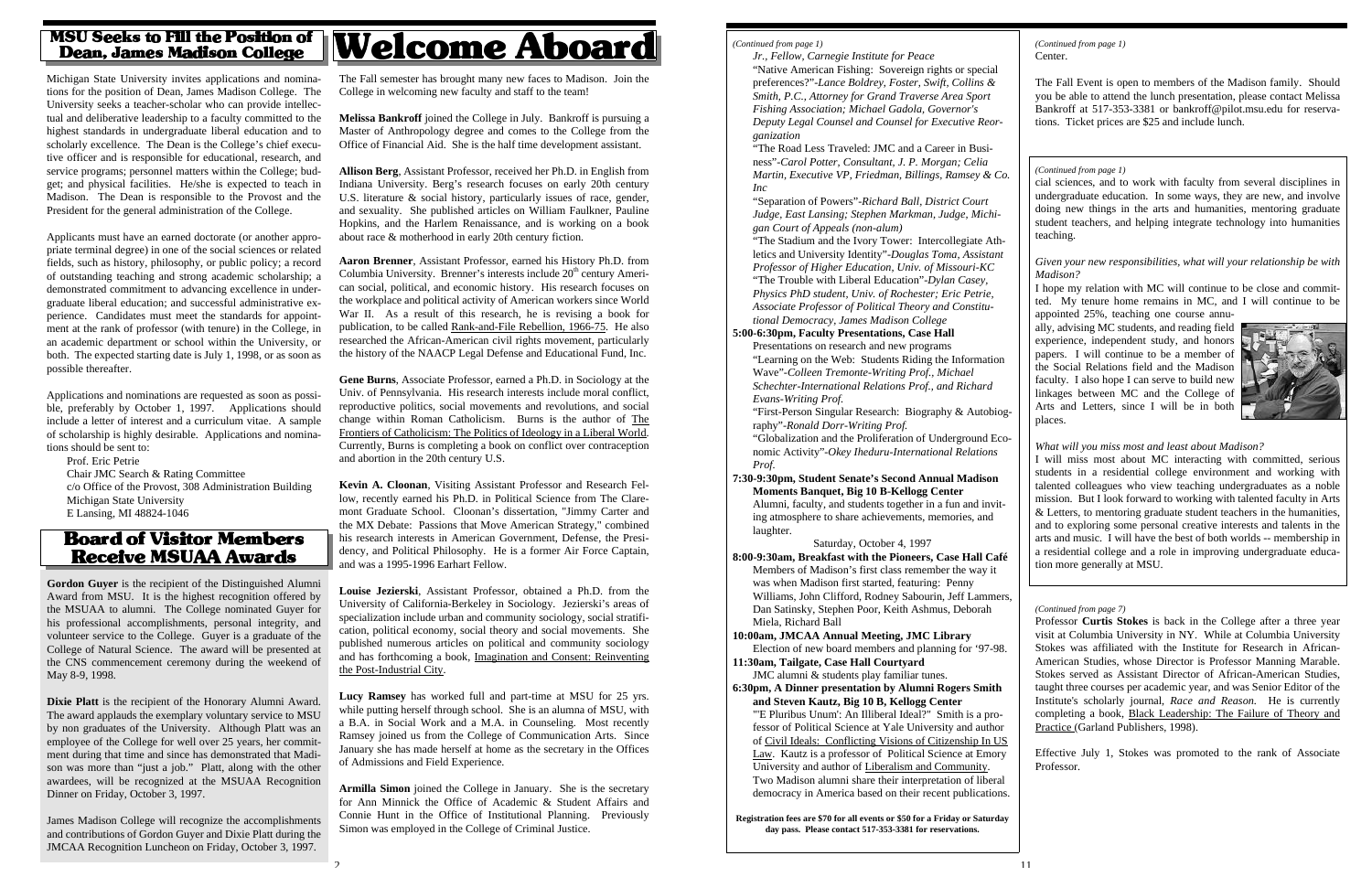## MSU Seeks to Fill the Position of Dean, James Madison College

Michigan State University invites applications and nominations for the position of Dean, James Madison College. The University seeks a teacher-scholar who can provide intellectual and deliberative leadership to a faculty committed to the highest standards in undergraduate liberal education and to scholarly excellence. The Dean is the College's chief executive officer and is responsible for educational, research, and service programs; personnel matters within the College; budget; and physical facilities. He/she is expected to teach in Madison. The Dean is responsible to the Provost and the President for the general administration of the College.

Applicants must have an earned doctorate (or another appropriate terminal degree) in one of the social sciences or related fields, such as history, philosophy, or public policy; a record of outstanding teaching and strong academic scholarship; a demonstrated commitment to advancing excellence in undergraduate liberal education; and successful administrative experience. Candidates must meet the standards for appointment at the rank of professor (with tenure) in the College, in an academic department or school within the University, or both. The expected starting date is July 1, 1998, or as soon as possible thereafter.

Applications and nominations are requested as soon as possible, preferably by October 1, 1997. Applications should include a letter of interest and a curriculum vitae. A sample of scholarship is highly desirable. Applications and nominations should be sent to:

Prof. Eric Petrie
Chair JMC Search & Rating Committee
c/o Office of the Provost, 308 Administration Building
Michigan State University
E Lansing, MI 48824-1046

## Board of Visitor Members Receive MSUAA Awards

**Gordon Guyer** is the recipient of the Distinguished Alumni Award from MSU. It is the highest recognition offered by the MSUAA to alumni. The College nominated Guyer for his professional accomplishments, personal integrity, and volunteer service to the College. Guyer is a graduate of the College of Natural Science. The award will be presented at the CNS commencement ceremony during the weekend of May 8-9, 1998.

**Dixie Platt** is the recipient of the Honorary Alumni Award. The award applauds the exemplary voluntary service to MSU by non graduates of the University. Although Platt was an employee of the College for well over 25 years, her commitment during that time and since has demonstrated that Madison was more than "just a job." Platt, along with the other awardees, will be recognized at the MSUAA Recognition Dinner on Friday, October 3, 1997.

James Madison College will recognize the accomplishments and contributions of Gordon Guyer and Dixie Platt during the JMCAA Recognition Luncheon on Friday, October 3, 1997.

# Welcome Aboard

The Fall semester has brought many new faces to Madison. Join the College in welcoming new faculty and staff to the team!

**Melissa Bankroff** joined the College in July. Bankroff is pursuing a Master of Anthropology degree and comes to the College from the Office of Financial Aid. She is the half time development assistant.

**Allison Berg**, Assistant Professor, received her Ph.D. in English from Indiana University. Berg's research focuses on early 20th century U.S. literature & social history, particularly issues of race, gender, and sexuality. She published articles on William Faulkner, Pauline Hopkins, and the Harlem Renaissance, and is working on a book about race & motherhood in early 20th century fiction.

**Aaron Brenner**, Assistant Professor, earned his History Ph.D. from Columbia University. Brenner's interests include 20th century American social, political, and economic history. His research focuses on the workplace and political activity of American workers since World War II. As a result of this research, he is writing a book for publication, to be called Rank-and-File Rebellion, 1966-75. He also researched the African-American civil rights movement, particularly the history of the NAACP Legal Defense and Educational Fund, Inc.

**Gene Burns**, Associate Professor, earned a Ph.D. in Sociology at the Univ. of Pennsylvania. His research interests include moral conflict, reproductive politics, social movements and revolutions, and social change within Roman Catholicism. Burns is the author of The Frontiers of Catholicism: The Politics of Ideology in a Liberal World. Currently, Burns is completing a book on conflict over contraception and abortion in the 20th century U.S.

**Kevin A. Cloonan**, Visiting Assistant Professor and Research Fellow, recently earned his Ph.D. in Political Science from The Claremont Graduate School. Cloonan's dissertation, "Jimmy Carter and the MX Debate: Passions that Move American Strategy," combined his research interests in American Government, Defense, the Presidency, and Political Philosophy. He is a former Air Force Captain, and was a 1995-1996 Earhart Fellow.

**Louise Jezierski**, Assistant Professor, obtained a Ph.D. from the University of California-Berkeley in Sociology. Jezierski's areas of specialization include urban and community sociology, social stratification, political economy, social theory and social movements. She published numerous articles on political and community sociology and has forthcoming a book, Imagination and Consent: Reinventing the Post-Industrial City.

**Lucy Ramsey** has worked full and part-time at MSU for 25 yrs. while putting herself through school. She is an alumna of MSU, with a B.A. in Social Work and a M.A. in Counseling. Most recently Ramsey joined us from the College of Communication Arts. Since January she has made herself at home as the secretary in the Offices of Admissions and Field Experience.

**Armilla Simon** joined the College in January. She is the secretary for Ann Minnick the Office of Academic & Student Affairs and Connie Hunt in the Office of Institutional Planning. Previously Simon was employed in the College of Criminal Justice.

*(Continued from page 1)*

*Jr., Fellow, Carnegie Institute for Peace*

"Native American Fishing: Sovereign rights or special preferences?"-*Lance Boldrey, Foster, Swift, Collins & Smith, P.C., Attorney for Grand Traverse Area Sport Fishing Association; Michael Gadola, Governor's Deputy Legal Counsel and Counsel for Executive Reorganization*

"The Road Less Traveled: JMC and a Career in Business"-*Carol Potter, Consultant, J. P. Morgan; Celia Martin, Executive VP, Friedman, Billings, Ramsey & Co. Inc*

"Separation of Powers"-*Richard Ball, District Court Judge, East Lansing; Stephen Markman, Judge, Michigan Court of Appeals (non-alum)*

"The Stadium and the Ivory Tower: Intercollegiate Athletics and University Identity"-*Douglas Toma, Assistant Professor of Higher Education, Univ. of Missouri-KC*

"The Trouble with Liberal Education"-*Dylan Casey, Physics PhD student, Univ. of Rochester; Eric Petrie, Associate Professor of Political Theory and Constitutional Democracy, James Madison College*

**5:00-6:30pm, Faculty Presentations, Case Hall**

Presentations on research and new programs

"Learning on the Web: Students Riding the Information Wave"-*Colleen Tremonte-Writing Prof., Michael Schechter-International Relations Prof., and Richard Evans-Writing Prof.*

"First-Person Singular Research: Biography & Autobiography"-*Ronald Dorr-Writing Prof.*

"Globalization and the Proliferation of Underground Economic Activity"-*Okey Iheduru-International Relations Prof.*

**7:30-9:30pm, Student Senate's Second Annual Madison Moments Banquet, Big 10 B-Kellogg Center**

Alumni, faculty, and students together in a fun and inviting atmosphere to share achievements, memories, and laughter.

Saturday, October 4, 1997

**8:00-9:30am, Breakfast with the Pioneers, Case Hall Café**

Members of Madison's first class remember the way it was when Madison first started, featuring: Penny Williams, John Clifford, Rodney Sabourin, Jeff Lammers, Dan Satinsky, Stephen Poor, Keith Ashmus, Deborah Miela, Richard Ball

**10:00am, JMCAA Annual Meeting, JMC Library**

Election of new board members and planning for '97-98.

**11:30am, Tailgate, Case Hall Courtyard**

JMC alumni & students play familiar tunes.

**6:30pm, A Dinner presentation by Alumni Rogers Smith and Steven Kautz, Big 10 B, Kellogg Center**

"'E Pluribus Unum': An Illiberal Ideal?" Smith is a professor of Political Science at Yale University and author of Civil Ideals: Conflicting Visions of Citizenship In US Law. Kautz is a professor of Political Science at Emory University and author of Liberalism and Community. Two Madison alumni share their interpretation of liberal democracy in America based on their recent publications.

**Registration fees are $70 for all events or $50 for a Friday or Saturday day pass. Please contact 517-353-3381 for reservations.**

*(Continued from page 1)*

Center.

The Fall Event is open to members of the Madison family. Should you be able to attend the lunch presentation, please contact Melissa Bankroff at 517-353-3381 or bankroff@pilot.msu.edu for reservations. Ticket prices are $25 and include lunch.

*(Continued from page 1)*

cial sciences, and to work with faculty from several disciplines in undergraduate education. In some ways, they are new, and involve doing new things in the arts and humanities, mentoring graduate student teachers, and helping integrate technology into humanities teaching.

*Given your new responsibilities, what will your relationship be with Madison?*

I hope my relation with MC will continue to be close and committed. My tenure home remains in MC, and I will continue to be appointed 25%, teaching one course annually, advising MC students, and reading field experience, independent study, and honors papers. I will continue to be a member of the Social Relations field and the Madison faculty. I also hope I can serve to build new linkages between MC and the College of Arts and Letters, since I will be in both places.

*What will you miss most and least about Madison?*

I will miss most about MC interacting with committed, serious students in a residential college environment and working with talented colleagues who view teaching undergraduates as a noble mission. But I look forward to working with talented faculty in Arts & Letters, to mentoring graduate student teachers in the humanities, and to exploring some personal creative interests and talents in the arts and music. I will have the best of both worlds -- membership in a residential college and a role in improving undergraduate education more generally at MSU.

*(Continued from page 7)*

Professor **Curtis Stokes** is back in the College after a three year visit at Columbia University in NY. While at Columbia University Stokes was affiliated with the Institute for Research in African-American Studies, whose Director is Professor Manning Marable. Stokes served as Assistant Director of African-American Studies, taught three courses per academic year, and was Senior Editor of the Institute's scholarly journal, *Race and Reason*. He is currently completing a book, Black Leadership: The Failure of Theory and Practice (Garland Publishers, 1998).

Effective July 1, Stokes was promoted to the rank of Associate Professor.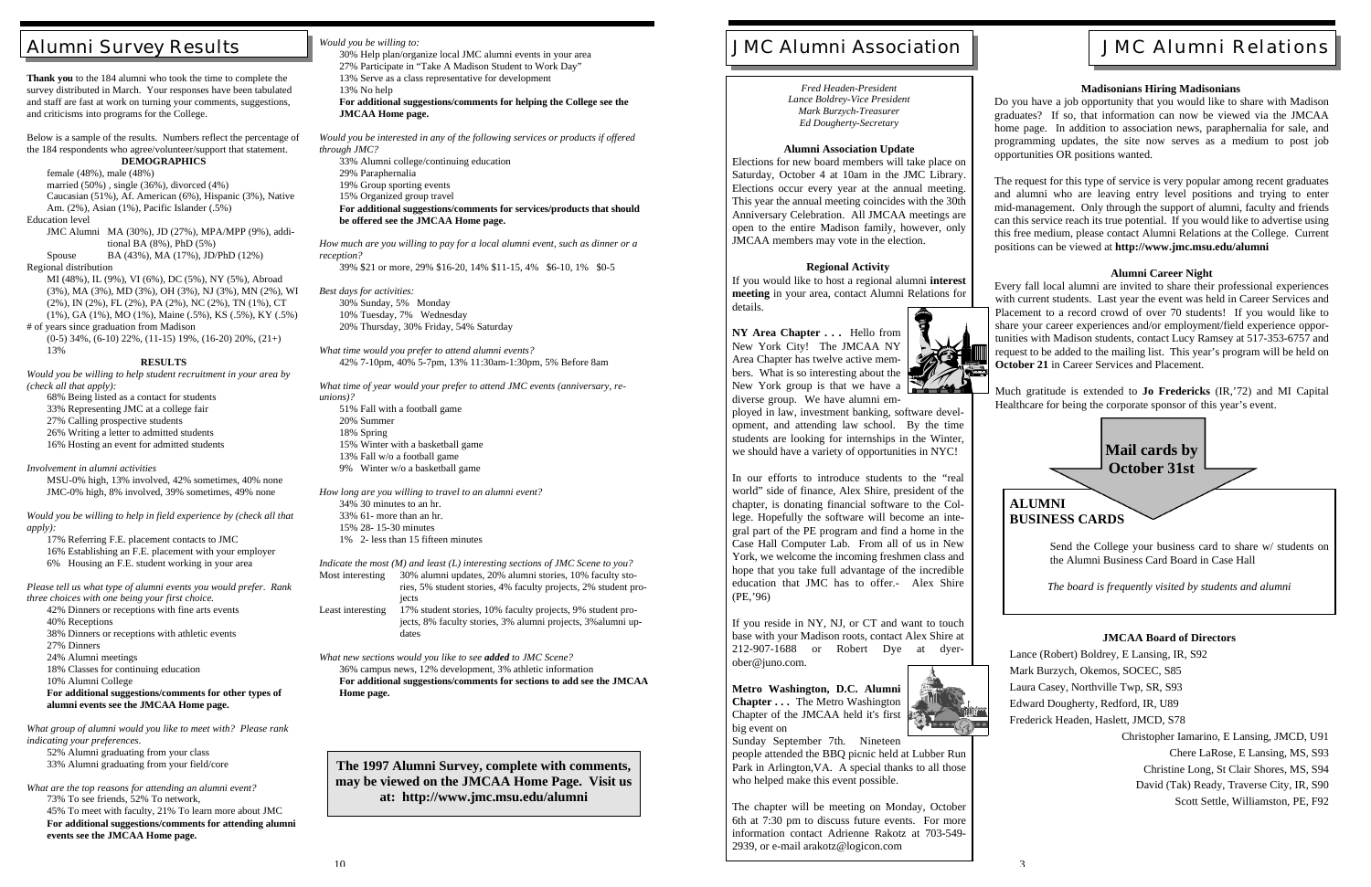# Alumni Survey Results

**Thank you** to the 184 alumni who took the time to complete the survey distributed in March. Your responses have been tabulated and staff are fast at work on turning your comments, suggestions, and criticisms into programs for the College.

Below is a sample of the results. Numbers reflect the percentage of the 184 respondents who agree/volunteer/support that statement.

### DEMOGRAPHICS

female (48%), male (48%)
married (50%) , single (36%), divorced (4%)
Caucasian (51%), Af. American (6%), Hispanic (3%), Native Am. (2%), Asian (1%), Pacific Islander (.5%)

Education level
JMC Alumni MA (30%), JD (27%), MPA/MPP (9%), additional BA (8%), PhD (5%)
Spouse BA (43%), MA (17%), JD/PhD (12%)

Regional distribution
MI (48%), IL (9%), VI (6%), DC (5%), NY (5%), Abroad (3%), MA (3%), MD (3%), OH (3%), NJ (3%), MN (2%), WI (2%), IN (2%), FL (2%), PA (2%), NC (2%), TN (1%), CT (1%), GA (1%), MO (1%), Maine (.5%), KS (.5%), KY (.5%)

# of years since graduation from Madison
(0-5) 34%, (6-10) 22%, (11-15) 19%, (16-20) 20%, (21+) 13%

### RESULTS

*Would you be willing to help student recruitment in your area by (check all that apply):*
68% Being listed as a contact for students
33% Representing JMC at a college fair
27% Calling prospective students
26% Writing a letter to admitted students
16% Hosting an event for admitted students

*Involvement in alumni activities*
MSU-0% high, 13% involved, 42% sometimes, 40% none
JMC-0% high, 8% involved, 39% sometimes, 49% none

*Would you be willing to help in field experience by (check all that apply):*
17% Referring F.E. placement contacts to JMC
16% Establishing an F.E. placement with your employer
6% Housing an F.E. student working in your area

*Please tell us what type of alumni events you would prefer. Rank three choices with one being your first choice.*
42% Dinners or receptions with fine arts events
40% Receptions
38% Dinners or receptions with athletic events
27% Dinners
24% Alumni meetings
18% Classes for continuing education
10% Alumni College
**For additional suggestions/comments for other types of alumni events see the JMCAA Home page.**

*What group of alumni would you like to meet with? Please rank indicating your preferences.*
52% Alumni graduating from your class
33% Alumni graduating from your field/core

*What are the top reasons for attending an alumni event?*
73% To see friends, 52% To network,
45% To meet with faculty, 21% To learn more about JMC
**For additional suggestions/comments for attending alumni events see the JMCAA Home page.**

*Would you be willing to:*
30% Help plan/organize local JMC alumni events in your area
27% Participate in "Take A Madison Student to Work Day"
13% Serve as a class representative for development
13% No help
**For additional suggestions/comments for helping the College see the JMCAA Home page.**

*Would you be interested in any of the following services or products if offered through JMC?*
33% Alumni college/continuing education
29% Paraphernalia
19% Group sporting events
15% Organized group travel
**For additional suggestions/comments for services/products that should be offered see the JMCAA Home page.**

*How much are you willing to pay for a local alumni event, such as dinner or a reception?*
39% $21 or more, 29% $16-20, 14% $11-15, 4% $6-10, 1% $0-5

*Best days for activities:*
30% Sunday, 5% Monday
10% Tuesday, 7% Wednesday
20% Thursday, 30% Friday, 54% Saturday

*What time would you prefer to attend alumni events?*
42% 7-10pm, 40% 5-7pm, 13% 11:30am-1:30pm, 5% Before 8am

*What time of year would your prefer to attend JMC events (anniversary, reunions)?*
51% Fall with a football game
20% Summer
18% Spring
15% Winter with a basketball game
13% Fall w/o a football game
9% Winter w/o a basketball game

*How long are you willing to travel to an alumni event?*
34% 30 minutes to an hr.
33% 61- more than an hr.
15% 28- 15-30 minutes
1% 2- less than 15 fifteen minutes

*Indicate the most (M) and least (L) interesting sections of JMC Scene to you?*
Most interesting: 30% alumni updates, 20% alumni stories, 10% faculty stories, 5% student stories, 4% faculty projects, 2% student projects
Least interesting: 17% student stories, 10% faculty projects, 9% student projects, 8% faculty stories, 3% alumni projects, 3%alumni updates

*What new sections would you like to see **added** to JMC Scene?*
36% campus news, 12% development, 3% athletic information
**For additional suggestions/comments for sections to add see the JMCAA Home page.**

**The 1997 Alumni Survey, complete with comments, may be viewed on the JMCAA Home Page. Visit us at: http://www.jmc.msu.edu/alumni**

# JMC Alumni Association

*Fred Headen-President*
*Lance Boldrey-Vice President*
*Mark Burzych-Treasurer*
*Ed Dougherty-Secretary*

### Alumni Association Update

Elections for new board members will take place on Saturday, October 4 at 10am in the JMC Library. Elections occur every year at the annual meeting. This year the annual meeting coincides with the 30th Anniversary Celebration. All JMCAA meetings are open to the entire Madison family, however, only JMCAA members may vote in the election.

### Regional Activity

If you would like to host a regional alumni **interest meeting** in your area, contact Alumni Relations for details.

**NY Area Chapter . . .** Hello from New York City! The JMCAA NY Area Chapter has twelve active members. What is so interesting about the New York group is that we have a diverse group. We have alumni employed in law, investment banking, software development, and attending law school. By the time students are looking for internships in the Winter, we should have a variety of opportunities in NYC!

In our efforts to introduce students to the "real world" side of finance, Alex Shire, president of the chapter, is donating financial software to the College. Hopefully the software will become an integral part of the PE program and find a home in the Case Hall Computer Lab. From all of us in New York, we welcome the incoming freshmen class and hope that you take full advantage of the incredible education that JMC has to offer.- Alex Shire (PE,'96)

If you reside in NY, NJ, or CT and want to touch base with your Madison roots, contact Alex Shire at 212-907-1688 or Robert Dye at dyerober@juno.com.

**Metro Washington, D.C. Alumni Chapter . . .** The Metro Washington Chapter of the JMCAA held it's first big event on Sunday September 7th. Nineteen people attended the BBQ picnic held at Lubber Run Park in Arlington,VA. A special thanks to all those who helped make this event possible.

The chapter will be meeting on Monday, October 6th at 7:30 pm to discuss future events. For more information contact Adrienne Rakotz at 703-549-2939, or e-mail arakotz@logicon.com

# JMC Alumni Relations

### Madisonians Hiring Madisonians

Do you have a job opportunity that you would like to share with Madison graduates? If so, that information can now be viewed via the JMCAA home page. In addition to association news, paraphernalia for sale, and programming updates, the site now serves as a medium to post job opportunities OR positions wanted.

The request for this type of service is very popular among recent graduates and alumni who are leaving entry level positions and trying to enter mid-management. Only through the support of alumni, faculty and friends can this service reach its true potential. If you would like to advertise using this free medium, please contact Alumni Relations at the College. Current positions can be viewed at **http://www.jmc.msu.edu/alumni**

### Alumni Career Night

Every fall local alumni are invited to share their professional experiences with current students. Last year the event was held in Career Services and Placement to a record crowd of over 70 students! If you would like to share your career experiences and/or employment/field experience opportunities with Madison students, contact Lucy Ramsey at 517-353-6757 and request to be added to the mailing list. This year's program will be held on **October 21** in Career Services and Placement.

Much gratitude is extended to **Jo Fredericks** (IR,'72) and MI Capital Healthcare for being the corporate sponsor of this year's event.

**Mail cards by October 31st**

**ALUMNI BUSINESS CARDS**

Send the College your business card to share w/ students on the Alumni Business Card Board in Case Hall

*The board is frequently visited by students and alumni*

### JMCAA Board of Directors

Lance (Robert) Boldrey, E Lansing, IR, S92
Mark Burzych, Okemos, SOCEC, S85
Laura Casey, Northville Twp, SR, S93
Edward Dougherty, Redford, IR, U89
Frederick Headen, Haslett, JMCD, S78
Christopher Iamarino, E Lansing, JMCD, U91
Chere LaRose, E Lansing, MS, S93
Christine Long, St Clair Shores, MS, S94
David (Tak) Ready, Traverse City, IR, S90
Scott Settle, Williamston, PE, F92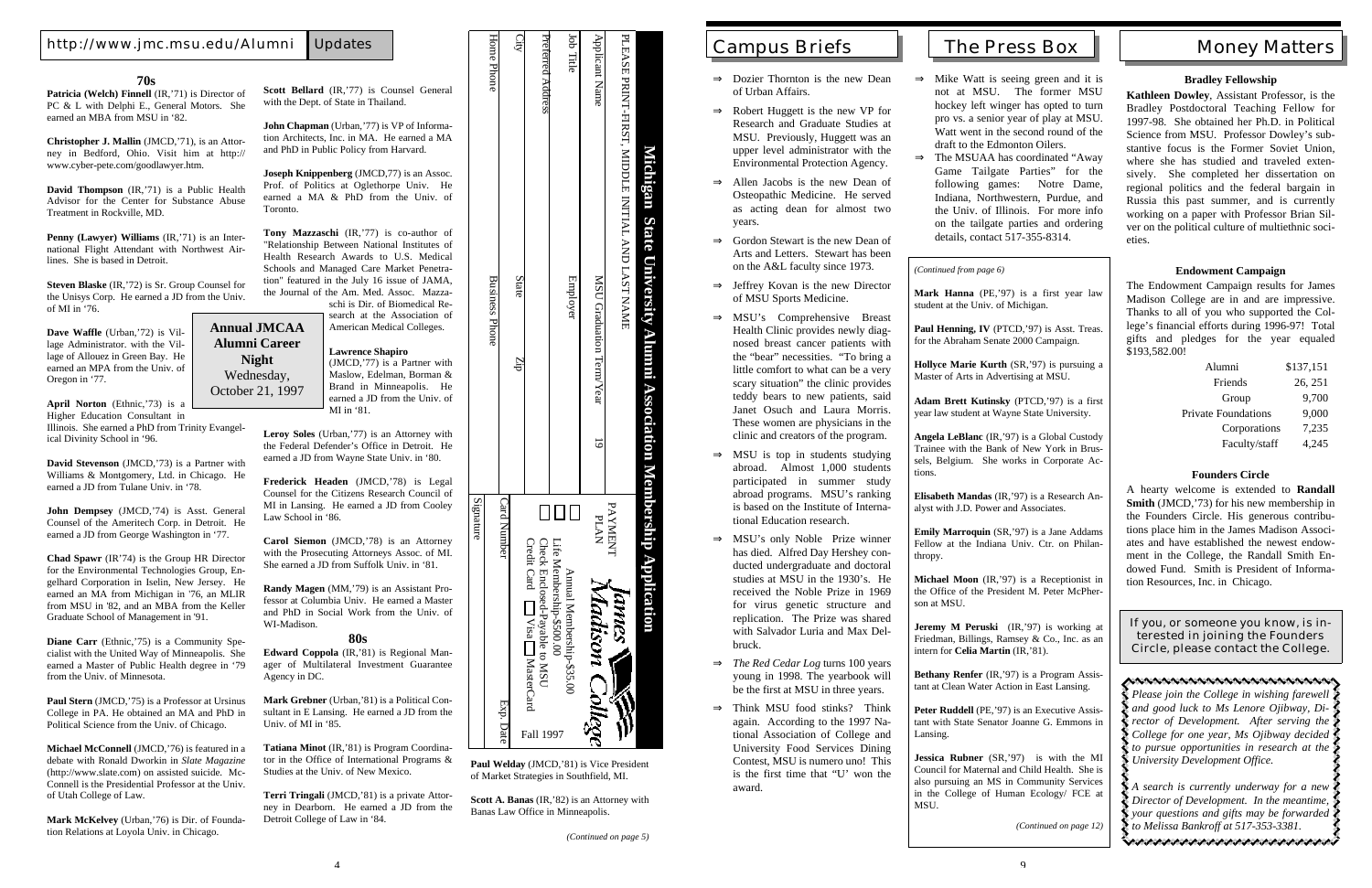http://www.jmc.msu.edu/Alumni **Updates**

## 70s

**Patricia (Welch) Finnell** (IR,'71) is Director of PC & L with Delphi E., General Motors. She earned an MBA from MSU in '82.

**Christopher J. Mallin** (JMCD,'71), is an Attorney in Bedford, Ohio. Visit him at http://www.cyber-pete.com/goodlawyer.htm.

**David Thompson** (IR,'71) is a Public Health Advisor for the Center for Substance Abuse Treatment in Rockville, MD.

**Penny (Lawyer) Williams** (IR,'71) is an International Flight Attendant with Northwest Airlines. She is based in Detroit.

**Steven Blaske** (IR,'72) is Sr. Group Counsel for the Unisys Corp. He earned a JD from the Univ. of MI in '76.

**Dave Waffle** (Urban,'72) is Village Administrator. with the Village of Allouez in Green Bay. He earned an MPA from the Univ. of Oregon in '77.

**April Norton** (Ethnic,'73) is a Higher Education Consultant in Illinois. She earned a PhD from Trinity Evangelical Divinity School in '96.

**David Stevenson** (JMCD,'73) is a Partner with Williams & Montgomery, Ltd. in Chicago. He earned a JD from Tulane Univ. in '78.

**John Dempsey** (JMCD,'74) is Asst. General Counsel of the Ameritech Corp. in Detroit. He earned a JD from George Washington in '77.

**Chad Spawr** (IR'74) is the Group HR Director for the Environmental Technologies Group, Engelhard Corporation in Iselin, New Jersey. He earned an MA from Michigan in '76, an MLIR from MSU in '82, and an MBA from the Keller Graduate School of Management in '91.

**Diane Carr** (Ethnic,'75) is a Community Specialist with the United Way of Minneapolis. She earned a Master of Public Health degree in '79 from the Univ. of Minnesota.

**Paul Stern** (JMCD,'75) is a Professor at Ursinus College in PA. He obtained an MA and PhD in Political Science from the Univ. of Chicago.

**Michael McConnell** (JMCD,'76) is featured in a debate with Ronald Dworkin in *Slate Magazine* (http://www.slate.com) on assisted suicide. McConnell is the Presidential Professor at the Univ. of Utah College of Law.

**Mark McKelvey** (Urban,'76) is Dir. of Foundation Relations at Loyola Univ. in Chicago.

**Scott Bellard** (IR,'77) is Counsel General with the Dept. of State in Thailand.

**John Chapman** (Urban,'77) is VP of Information Architects, Inc. in MA. He earned a MA and PhD in Public Policy from Harvard.

**Joseph Knippenberg** (JMCD,77) is an Assoc. Prof. of Politics at Oglethorpe Univ. He earned a MA & PhD from the Univ. of Toronto.

**Tony Mazzaschi** (IR,'77) is co-author of "Relationship Between National Institutes of Health Research Awards to U.S. Medical Schools and Managed Care Market Penetration" featured in the July 16 issue of JAMA, the Journal of the Am. Med. Assoc. Mazzaschi is Dir. of Biomedical Research at the Association of American Medical Colleges.

**Annual JMCAA Alumni Career Night**
Wednesday, October 21, 1997

**Lawrence Shapiro** (JMCD,'77) is a Partner with Maslow, Edelman, Borman & Brand in Minneapolis. He earned a JD from the Univ. of MI in '81.

**Leroy Soles** (Urban,'77) is an Attorney with the Federal Defender's Office in Detroit. He earned a JD from Wayne State Univ. in '80.

**Frederick Headen** (JMCD,'78) is Legal Counsel for the Citizens Research Council of MI in Lansing. He earned a JD from Cooley Law School in '86.

**Carol Siemon** (JMCD,'78) is an Attorney with the Prosecuting Attorneys Assoc. of MI. She earned a JD from Suffolk Univ. in '81.

**Randy Magen** (MM,'79) is an Assistant Professor at Columbia Univ. He earned a Master and PhD in Social Work from the Univ. of WI-Madison.

## 80s

**Edward Coppola** (IR,'81) is Regional Manager of Multilateral Investment Guarantee Agency in DC.

**Mark Grebner** (Urban,'81) is a Political Consultant in E Lansing. He earned a JD from the Univ. of MI in '85.

**Tatiana Minot** (IR,'81) is Program Coordinator in the Office of International Programs & Studies at the Univ. of New Mexico.

**Terri Tringali** (JMCD,'81) is a private Attorney in Dearborn. He earned a JD from the Detroit College of Law in '84.

**Paul Welday** (JMCD,'81) is Vice President of Market Strategies in Southfield, MI.

**Scott A. Banas** (IR,'82) is an Attorney with Banas Law Office in Minneapolis.

*(Continued on page 5)*

## Michigan State University Alumni Association Membership Application

PLEASE PRINT-FIRST, MIDDLE INITIAL AND LAST NAME

Applicant Name ________ MSU Graduation Term/Year 19__

Job Title ________ Employer ________

Preferred Address ________

City ________ State ________ Zip ________

Home Phone ________ Business Phone ________

PAYMENT PLAN

- ☐ Annual Membership-$35.00
- ☐ Life Membership-$500.00
- ☐ Check Enclosed-Payable to MSU
- Credit Card ☐ Visa ☐ MasterCard

Card Number ________ Exp. Date ________

Signature ________

James Madison College — Fall 1997

# Campus Briefs

- ⇒ Dozier Thornton is the new Dean of Urban Affairs.
- ⇒ Robert Huggett is the new VP for Research and Graduate Studies at MSU. Previously, Huggett was an upper level administrator with the Environmental Protection Agency.
- ⇒ Allen Jacobs is the new Dean of Osteopathic Medicine. He served as acting dean for almost two years.
- ⇒ Gordon Stewart is the new Dean of Arts and Letters. Stewart has been on the A&L faculty since 1973.
- ⇒ Jeffrey Kovan is the new Director of MSU Sports Medicine.
- ⇒ MSU's Comprehensive Breast Health Clinic provides newly diagnosed breast cancer patients with the "bear" necessities. "To bring a little comfort to what can be a very scary situation" the clinic provides teddy bears to new patients, said Janet Osuch and Laura Morris. These women are physicians in the clinic and creators of the program.
- ⇒ MSU is top in students studying abroad. Almost 1,000 students participated in summer study abroad programs. MSU's ranking is based on the Institute of International Education research.
- ⇒ MSU's only Noble Prize winner has died. Alfred Day Hershey conducted undergraduate and doctoral studies at MSU in the 1930's. He received the Noble Prize in 1969 for virus genetic structure and replication. The Prize was shared with Salvador Luria and Max Delbruck.
- ⇒ *The Red Cedar Log* turns 100 years young in 1998. The yearbook will be the first at MSU in three years.
- ⇒ Think MSU food stinks? Think again. According to the 1997 National Association of College and University Food Services Dining Contest, MSU is numero uno! This is the first time that "U' won the award.

# The Press Box

- ⇒ Mike Watt is seeing green and it is not at MSU. The former MSU hockey left winger has opted to turn pro vs. a senior year of play at MSU. Watt went in the second round of the draft to the Edmonton Oilers.
- ⇒ The MSUAA has coordinated "Away Game Tailgate Parties" for the following games: Notre Dame, Indiana, Northwestern, Purdue, and the Univ. of Illinois. For more info on the tailgate parties and ordering details, contact 517-355-8314.

*(Continued from page 6)*

**Mark Hanna** (PE,'97) is a first year law student at the Univ. of Michigan.

**Paul Henning, IV** (PTCD,'97) is Asst. Treas. for the Abraham Senate 2000 Campaign.

**Hollyce Marie Kurth** (SR,'97) is pursuing a Master of Arts in Advertising at MSU.

**Adam Brett Kutinsky** (PTCD,'97) is a first year law student at Wayne State University.

**Angela LeBlanc** (IR,'97) is a Global Custody Trainee with the Bank of New York in Brussels, Belgium. She works in Corporate Actions.

**Elisabeth Mandas** (IR,'97) is a Research Analyst with J.D. Power and Associates.

**Emily Marroquin** (SR,'97) is a Jane Addams Fellow at the Indiana Univ. Ctr. on Philanthropy.

**Michael Moon** (IR,'97) is a Receptionist in the Office of the President M. Peter McPherson at MSU.

**Jeremy M Peruski** (IR,'97) is working at Friedman, Billings, Ramsey & Co., Inc. as an intern for **Celia Martin** (IR,'81).

**Bethany Renfer** (IR,'97) is a Program Assistant at Clean Water Action in East Lansing.

**Peter Ruddell** (PE,'97) is an Executive Assistant with State Senator Joanne G. Emmons in Lansing.

**Jessica Rubner** (SR,'97) is with the MI Council for Maternal and Child Health. She is also pursuing an MS in Community Services in the College of Human Ecology/ FCE at MSU.

*(Continued on page 12)*

# Money Matters

### Bradley Fellowship

**Kathleen Dowley**, Assistant Professor, is the Bradley Postdoctoral Teaching Fellow for 1997-98. She obtained her Ph.D. in Political Science from MSU. Professor Dowley's substantive focus is the Former Soviet Union, where she has studied and traveled extensively. She completed her dissertation on regional politics and the federal bargain in Russia this past summer, and is currently working on a paper with Professor Brian Silver on the political culture of multiethnic societies.

### Endowment Campaign

The Endowment Campaign results for James Madison College are in and are impressive. Thanks to all of you who supported the College's financial efforts during 1996-97! Total gifts and pledges for the year equaled $193,582.00!

| | |
|---|---|
| Alumni | $137,151 |
| Friends | 26, 251 |
| Group | 9,700 |
| Private Foundations | 9,000 |
| Corporations | 7,235 |
| Faculty/staff | 4,245 |

### Founders Circle

A hearty welcome is extended to **Randall Smith** (JMCD,'73) for his new membership in the Founders Circle. His generous contributions place him in the James Madison Associates and have established the newest endowment in the College, the Randall Smith Endowed Fund. Smith is President of Information Resources, Inc. in Chicago.

If you, or someone you know, is interested in joining the Founders Circle, please contact the College.

*Please join the College in wishing farewell and good luck to Ms Lenore Ojibway, Director of Development. After serving the College for one year, Ms Ojibway decided to pursue opportunities in research at the University Development Office.*

*A search is currently underway for a new Director of Development. In the meantime, your questions and gifts may be forwarded to Melissa Bankroff at 517-353-3381.*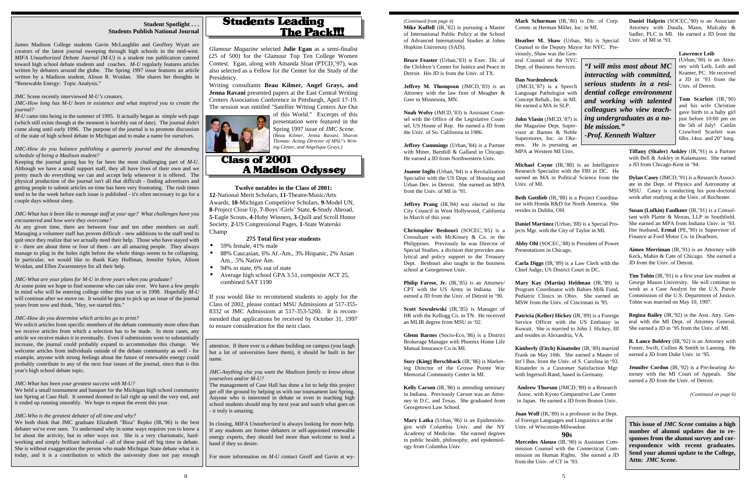## Student Spotlight . . .
## Students Publish National Journal

James Madison College students Gavin McLaughlin and Geoffrey Wyatt are creators of the latest journal sweeping through high schools in the mid-west. *MIFIA Unauthorized Debate Journal (M-U)* is a student run publication catered toward high school debate students and coaches. *M-U* regularly features articles written by debaters around the globe. The Spring 1997 issue features an article written by a Madison student, Alison R. Woidan. She shares her thoughts in "Renewable Energy: Topic Analysis."

JMC Scene recently interviewed *M-U's* creators.

*JMC-How long has M-U been in existence and what inspired you to create the journal?*

*M-U* came into being in the summer of 1995. It actually began as simple web page (which still exists though at the moment is horribly out of date). The journal didn't come along until early 1996. The purpose of the journal is to promote discussion of the state of high school debate in Michigan and to make a name for ourselves.

*JMC-How do you balance publishing a quarterly journal and the demanding schedule of being a Madison student?*

Keeping the journal going has by far been the most challenging part of *M-U*. Although we have a small support staff, they all have lives of their own and we pretty much do everything we can and accept help whenever it is offered. The physical production of the journal isn't all that difficult - finding advertisers and getting people to submit articles on time has been very frustrating. The rush times tend to be the week before each issue is published - it's often necessary to go for a couple days without sleep.

*JMC-What has it been like to manage staff at your age? What challenges have you encountered and how were they overcome?*

At any given time, there are between four and ten other members on staff. Managing a volunteer staff has proven difficult - new additions to the staff tend to quit once they realize that we actually need their help. Those who have stayed with it - there are about three or four of them - are all amazing people. They always manage to plug in the holes right before the whole things seems to be collapsing. In particular, we would like to thank Katy Hoffman, Jennifer Sykes, Alison Woidan, and Ellen Zwarensteyn for all their help.

*JMC-What are your plans for M-U in three years when you graduate?*

At some point we hope to find someone who can take over. We have a few people in mind who will be entering college either this year or in 1998. Hopefully *M-U* will continue after we move on. It would be great to pick up an issue of the journal years from now and think, "Hey, we started this."

*JMC-How do you determine which articles go to print?*

We solicit articles from specific members of the debate community more often than we receive articles from which a selection has to be made. In most cases, any article we receive makes it in eventually. Even if submissions were to substantially increase, the journal could probably expand to accommodate this change. We welcome articles from individuals outside of the debate community as well - for example, anyone with strong feelings about the future of renewable energy could probably contribute to any of the next four issues of the journal, since that is this year's high school debate topic.

*JMC-What has been your greatest success with M-U?*

We held a small tournament and banquet for the Michigan high school community last Spring at Case Hall. It seemed doomed to fail right up until the very end, and it ended up running smoothly. We hope to repeat the event this year.

*JMC-Who is the greatest debater of all time and why?*

We both think that JMC graduate Elizabeth "Biza" Repko (IR,'96) is the best debater we've ever seen. To understand why in some ways requires you to know a lot about the activity, but in other ways not. She is a very charismatic, hard-working and simply brilliant individual - all of these paid off big time in debate. She is without exaggeration the person who made Michigan State debate what it is today, and it is a contribution to which the university does not pay enough attention. If there ever is a debate building on campus (you laugh but a lot of universities have them), it should be built in her name.

*JMC-Anything else you want the Madison family to know about yourselves and/or M-U?*

The management of Case Hall has done a lot to help this project get off the ground by helping us with our tournament last Spring. Anyone who is interested in debate or even in teaching high school students should stop by next year and watch what goes on - it truly is amazing.

In closing, *MIFIA Unauthorized* is always looking for more help. If any students are former debaters or self-appointed renewable energy experts, they should feel more than welcome to lend a hand if they so desire.

For more information on *M-U* contact Geoff and Gavin at wy-

# Students Leading The Pack!!!

*Glamour Magazine* selected **Julie Egan** as a semi-finalist (25 of 500) for the Glamour Top Ten College Women Contest. Egan, along with Amanda Sloat (PTCD,'97), was also selected as a Fellow for the Center for the Study of the Presidency.

Writing consultants **Beau Kilmer, Angel Grays, and Jenna Ravani** presented papers at the East Central Writing Centers Association Conference in Pittsburgh, April 17-19. The session was entitled "Satellite Writing Centers Are Out of this World." Excerpts of this presentation were featured in the Spring 1997 issue of *JMC Scene*.

*(Beau Kilmer, Jenna Ravani, Sharon Thomas- Acting Director of MSU's Writing Center, and Angelique Grays.)*

# Class of 2001 A Madison Odyssey

**Twelve notables in the Class of 2001:**

**12**-National Merit Scholars, **11**-Theatre/Music/Arts Awards, **10**-Michigan Competitive Scholars, **9**-Model UN, **8**-Project Close Up, **7**-Boys'/Girls' State, **6**-Study Abroad, **5**-Eagle Scouts, **4**-Hoby Winners, **3**-Quill and Scroll Honor Society, **2**-US Congressional Pages, **1**-State Waterski Champ

**275 Total first year students**

- 59% female, 41% male
- 88% Caucasian, 6% Af.-Am., 3% Hispanic, 2% Asian Am., .5% Native Am.
- 94% in state, 6% out of state
- Average high school GPA 3.51, composite ACT 25, combined SAT 1190

If you would like to recommend students to apply for the Class of 2002, please contact MSU Admissions at 517-355-8332 or JMC Admissions at 517-353-5260. It is recommended that applications be received by October 31, 1997 to ensure consideration for the next class.

*(Continued from page 4)*

**Mike Kuffell** (IR,'82) is pursuing a Master of International Public Policy at the School of Advanced International Studies at Johns Hopkins University (SAIS).

**Bruce Feaster** (Urban,'83) is Exec. Dir. of the Children's Center for Justice and Peace in Detroit. His JD is from the Univ. of TX.

**Jeffrey M. Thompson** (JMCD,'83) is an Attorney with the law firm of Meagher & Geer in Minnesota, MN.

**Noah Wofsy** (JMCD,'83) is Assistant Counsel with the Office of the Legislative Counsel, US House of Rep. He earned a JD from the Univ. of So. California in 1986.

**Jeffrey Cummings** (Urban,'84) is a Partner with Miner, Barnhill & Galland in Chicago. He earned a JD from Northwestern Univ.

**Joanne Inglis** (Urban,'84) is a Revitalization Specialist with the US Dept. of Housing and Urban Dev. in Detroit. She earned an MPA from the Univ. of MI in '91.

**Jeffrey Prang** (IR,'84) was elected to the City Council in West Hollywood, California in March of this year.

**Christopher Beshouri** (SOCEC,'85) is a Consultant with McKinsey & Co. in the Philippines. Previously he was Director of Special Studies, a division that provides analytical and policy support to the Treasury Dept. Beshouri also taught in the business school at Georgetown Univ.

**Philip Farese, Jr.** (IR,'85) is an Attorney/CPT with the US Army in Indiana. He earned a JD from the Univ. of Detroit in '90.

**Scott Sowulewski** (IR,'85) is Manager of HR with the Kellogg Co. in TN. He received an MLIR degree from MSU in '92.

**Glenn Barnes** (Socio-Eco,'86) is a District Brokerage Manager with Phoenix Home Life Mutual Insurance Co in MI.

**Suzy (King) Berschback** (IR,'86) is Marketing Director of the Grosse Pointe War Memorial Community Center in MI.

**Kelly Carson** (IR,'86) is attending seminary in Indiana. Previously Carson was an Attorney in D.C. and Texas. She graduated from Georgetown Law School.

**Mary Latka** (Urban,'86) is an Epidemiologist with Columbia Univ. and the NY Academy of Medicine. She earned degrees in public health, philosophy, and epidemiology from Columbia Univ.

**Mark Schurman** (IR,'86) is Dir. of Corp. Comm. at Herman Miller, Inc. in MI.

**Heather M. Shaw** (Urban, '86) is Special Counsel to the Deputy Mayor for NYC. Previously, Shaw was the General Counsel of the NYC Dept. of Business Services.

**Dan Nordenbrock** (JMCD,'87) is a Speech Language Pathologist with Concept Rehab., Inc. in MI. He earned a MA in SLP.

**John Vlasin** (JMCD,'87) is the Magazine Dept. Supervisor at Barnes & Noble Superstores, Inc. in Okemos. He is pursuing an MPA at Western MI Univ.

***"I will miss most about MC interacting with committed, serious students in a residential college environment and working with talented colleagues who view teaching undergraduates as a noble mission."***
***-Prof. Kenneth Waltzer***

**Michael Coyne** (IR,'88) is an Intelligence Research Specialist with the FBI in DC. He earned an MA in Political Science from the Univ. of MI.

**Beth Gottlieb** (IR,'88) is a Project Coordinator with Honda R&D for North America. She resides in Dublin, OH.

**Daniel Martinez** (Urban,'88) is a Special Projects Mgr. with the City of Taylor in MI.

**Abby Ohl** (SOCEC,'88) is President of Power Presentations in Chicago.

**Carla Diggs** (IR,'89) is a Law Clerk with the Chief Judge, US District Court in DC.

**Mary Kay (Martin) Heldman** (IR,'89) is Program Coordinator with Babies Milk Fund, Pediatric Clinics in Ohio. She earned an MSW from the Univ. of Cincinnati in '95.

**Patricia (Keller) Hickey** (IR,'89) is a Foreign Service Officer with the US Embassy in Kuwait. She is married to John J. Hickey, III and resides in Alexandria, VA.

**Kimberly (Fitch) Kinateder** (IR,'89) married Frank on May 10th. She earned a Master of Int'l Bus. from the Univ. of S. Carolina in '93. Kinateder is a Customer Satisfaction Mgr. with Ingersoll-Rand, based in Germany.

**Andrew Thorson** (JMCD,'89) is a Research Assoc. with Kyoto Comparative Law Center in Japan. He earned a JD from Boston Univ.

**Joan Wolf** (IR,'89) is a professor in the Dept. of Foreign Languages and Linguistics at the Univ. of Wisconsin-Milwaukee.

### 90s

**Mercedes Alonzo** (IR,'90) is Assistant Commission Counsel with the Connecticut Commission on Human Rights. She earned a JD from the Univ. of CT in '93.

**Daniel Halprin** (SOCEC,'90) is an Associate Attorney with Dauda, Mann, Mulcahy & Sadler, PLC in MI. He earned a JD from the Univ. of MI in '93.

**Lawrence Leib** (IR,'90) is an Attorney with Leib, Leib and Kramer, PC. He received a JD in '93 from the Univ. of Detroit.

**Tom Scarlett** (IR,'90) and his wife Christine gave birth to a baby girl just before 10:00 pm on the 5th of July! Caitlin Crawford Scarlett was 6lbs. 14oz. and 20" long.

**Tiffany (Shafer) Ankley** (IR,'91) is a Partner with Bell & Ankley in Kalamazoo. She earned a JD from Chicago-Kent in '94.

**Dylan Casey** (JMCD,'91) is a Research Associate in the Dept. of Physics and Astronomy at MSU. Casey is conducting his post-doctoral work after studying at the Univ. of Rochester.

**Susan (Lufkin) Faulkner** (IR,'91) is a Consultant with Plante & Moran, LLP in Southfield. She earned an MPA from Indiana Univ. in '93. Her husband, **Ermal** (PE,'90) is Supervisor of Finance at Ford Motor Co. in Dearborn.

**Aimee Merriman** (IR,'91) is an Attorney with Keck, Mahin & Cate of Chicago. She earned a JD from the Univ. of Detroit.

**Tim Tobin** (IR,'91) is a first year law student at George Mason University. He will continue to work as a Case Analyst for the U.S. Parole Commission of the U.S. Department of Justice. Tobin was married on May 10, 1997.

**Regina Bailey** (IR,'92) is the Asst. Atty. General with the MI Dept. of Attorney General. She earned a JD in '95 from the Univ. of MI.

**R. Lance Boldrey** (IR,'92) is an Attorney with Foster, Swift, Collins & Smith in Lansing. He earned a JD from Duke Univ. in '95.

**Jennifer Cordon** (IR,'92) is a Pre-hearing Attorney with the MI Court of Appeals. She earned a JD from the Univ. of Detroit.

*(Continued on page 6)*

**This issue of *JMC Scene* contains a high number of alumni updates due to responses from the alumni survey and correspondence with recent graduates. Send your alumni update to the College, Attn: *JMC Scene*.**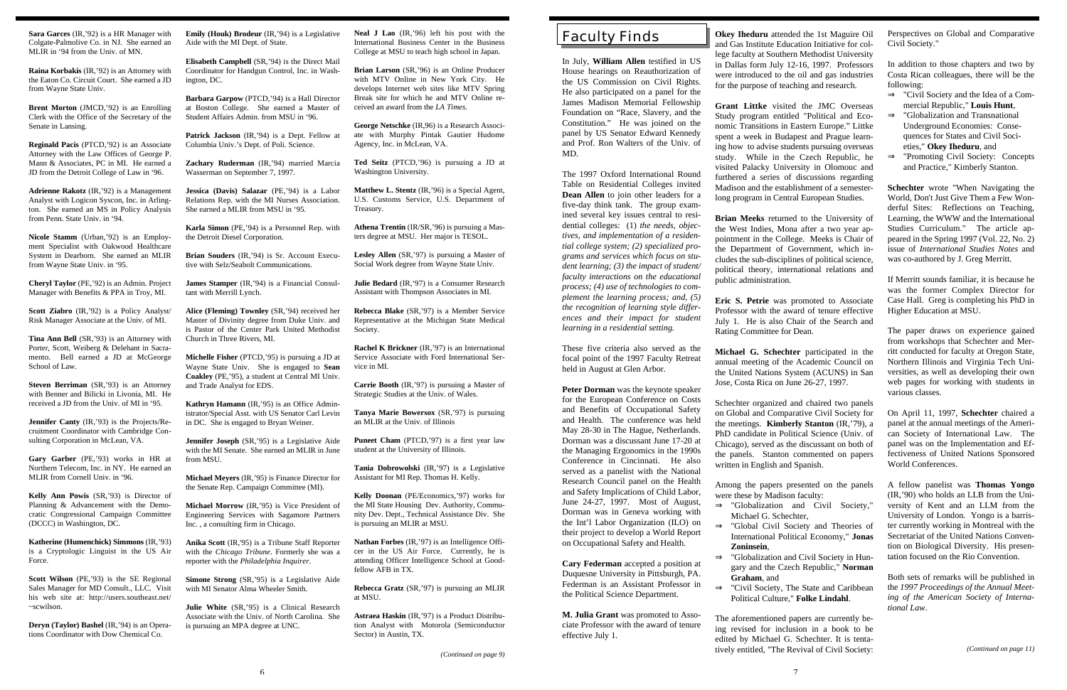**Sara Garces** (IR,'92) is a HR Manager with Colgate-Palmolive Co. in NJ. She earned an MLIR in '94 from the Univ. of MN.

**Raina Korbakis** (IR,'92) is an Attorney with the Eaton Co. Circuit Court. She earned a JD from Wayne State Univ.

**Brent Morton** (JMCD,'92) is an Enrolling Clerk with the Office of the Secretary of the Senate in Lansing.

**Reginald Pacis** (PTCD,'92) is an Associate Attorney with the Law Offices of George P. Mann & Associates, PC in MI. He earned a JD from the Detroit College of Law in '96.

**Adrienne Rakotz** (IR,'92) is a Management Analyst with Logicon Syscon, Inc. in Arlington. She earned an MS in Policy Analysis from Penn. State Univ. in '94.

**Nicole Stamm** (Urban,'92) is an Employment Specialist with Oakwood Healthcare System in Dearborn. She earned an MLIR from Wayne State Univ. in '95.

**Cheryl Taylor** (PE,'92) is an Admin. Project Manager with Benefits & PPA in Troy, MI.

**Scott Ziabro** (IR,'92) is a Policy Analyst/ Risk Manager Associate at the Univ. of MI.

**Tina Ann Bell** (SR,'93) is an Attorney with Porter, Scott, Weiberg & Delehant in Sacramento. Bell earned a JD at McGeorge School of Law.

**Steven Berriman** (SR,'93) is an Attorney with Benner and Bilicki in Livonia, MI. He received a JD from the Univ. of MI in '95.

**Jennifer Canty** (IR,'93) is the Projects/Recruitment Coordinator with Cambridge Consulting Corporation in McLean, VA.

**Gary Garber** (PE,'93) works in HR at Northern Telecom, Inc. in NY. He earned an MLIR from Cornell Univ. in '96.

**Kelly Ann Powis** (SR,'93) is Director of Planning & Advancement with the Democratic Congressional Campaign Committee (DCCC) in Washington, DC.

**Katherine (Humenchick) Simmons** (IR,'93) is a Cryptologic Linguist in the US Air Force.

**Scott Wilson** (PE,'93) is the SE Regional Sales Manager for MD Consult., LLC. Visit his web site at: http://users.southeast.net/~scwilson.

**Deryn (Taylor) Bashel** (IR,'94) is an Operations Coordinator with Dow Chemical Co.

**Emily (Houk) Brodeur** (IR,'94) is a Legislative Aide with the MI Dept. of State.

**Elisabeth Campbell** (SR,'94) is the Direct Mail Coordinator for Handgun Control, Inc. in Washington, DC.

**Barbara Garpow** (PTCD,'94) is a Hall Director at Boston College. She earned a Master of Student Affairs Admin. from MSU in '96.

**Patrick Jackson** (IR,'94) is a Dept. Fellow at Columbia Univ.'s Dept. of Poli. Science.

**Zachary Ruderman** (IR,'94) married Marcia Wasserman on September 7, 1997.

**Jessica (Davis) Salazar** (PE,'94) is a Labor Relations Rep. with the MI Nurses Association. She earned a MLIR from MSU in '95.

**Karla Simon** (PE,'94) is a Personnel Rep. with the Detroit Diesel Corporation.

**Brian Souders** (IR,'94) is Sr. Account Executive with Selz/Seabolt Communications.

**James Stamper** (IR,'94) is a Financial Consultant with Merrill Lynch.

**Alice (Fleming) Townley** (SR,'94) received her Master of Divinity degree from Duke Univ. and is Pastor of the Center Park United Methodist Church in Three Rivers, MI.

**Michelle Fisher** (PTCD,'95) is pursuing a JD at Wayne State Univ. She is engaged to **Sean Coakley** (PE,'95), a student at Central MI Univ. and Trade Analyst for EDS.

**Kathryn Hamann** (IR,'95) is an Office Administrator/Special Asst. with US Senator Carl Levin in DC. She is engaged to Bryan Weiner.

**Jennifer Joseph** (SR,'95) is a Legislative Aide with the MI Senate. She earned an MLIR in June from MSU.

**Michael Meyers** (IR,'95) is Finance Director for the Senate Rep. Campaign Committee (MI).

**Michael Morrow** (IR,'95) is Vice President of Engineering Services with Sagamore Partners Inc. , a consulting firm in Chicago.

**Anika Scott** (IR,'95) is a Tribune Staff Reporter with the *Chicago Tribune*. Formerly she was a reporter with the *Philadelphia Inquirer*.

**Simone Strong** (SR,'95) is a Legislative Aide with MI Senator Alma Wheeler Smith.

**Julie White** (SR,'95) is a Clinical Research Associate with the Univ. of North Carolina. She is pursuing an MPA degree at UNC.

**Neal J Lao** (IR,'96) left his post with the International Business Center in the Business College at MSU to teach high school in Japan.

**Brian Larson** (SR,'96) is an Online Producer with MTV Online in New York City. He develops Internet web sites like MTV Spring Break site for which he and MTV Online received an award from the *LA Times.*

**George Netschke** (IR,96) is a Research Associate with Murphy Pintak Gautier Hudome Agency, Inc. in McLean, VA.

**Ted Seitz** (PTCD,'96) is pursuing a JD at Washington University.

**Matthew L. Stentz** (IR,'96) is a Special Agent, U.S. Customs Service, U.S. Department of Treasury.

**Athena Trentin** (IR/SR,'96) is pursuing a Masters degree at MSU. Her major is TESOL.

**Lesley Allen** (SR,'97) is pursuing a Master of Social Work degree from Wayne State Univ.

**Julie Bedard** (IR,'97) is a Consumer Research Assistant with Thompson Associates in MI.

**Rebecca Blake** (SR,'97) is a Member Service Representative at the Michigan State Medical Society.

**Rachel K Brickner** (IR,'97) is an International Service Associate with Ford International Service in MI.

**Carrie Booth** (IR,'97) is pursuing a Master of Strategic Studies at the Univ. of Wales.

**Tanya Marie Bowersox** (SR,'97) is pursuing an MLIR at the Univ. of Illinois

**Puneet Cham** (PTCD,'97) is a first year law student at the University of Illinois.

**Tania Dobrowolski** (IR,'97) is a Legislative Assistant for MI Rep. Thomas H. Kelly.

**Kelly Doonan** (PE/Economics,'97) works for the MI State Housing Dev. Authority, Community Dev. Dept., Technical Assistance Div. She is pursuing an MLIR at MSU.

**Nathan Forbes** (IR,'97) is an Intelligence Officer in the US Air Force. Currently, he is attending Officer Intelligence School at Goodfellow AFB in TX.

**Rebecca Gratz** (SR,'97) is pursuing an MLIR at MSU.

**Astraea Haskin** (IR,'97) is a Product Distribution Analyst with Motorola (Semiconductor Sector) in Austin, TX.

*(Continued on page 9)*

# Faculty Finds

In July, **William Allen** testified in US House hearings on Reauthorization of the US Commission on Civil Rights. He also participated on a panel for the James Madison Memorial Fellowship Foundation on "Race, Slavery, and the Constitution." He was joined on the panel by US Senator Edward Kennedy and Prof. Ron Walters of the Univ. of MD.

The 1997 Oxford International Round Table on Residential Colleges invited **Dean Allen** to join other leaders for a five-day think tank. The group examined several key issues central to residential colleges: (1) *the needs, objectives, and implementation of a residential college system; (2) specialized programs and services which focus on student learning; (3) the impact of student/ faculty interactions on the educational process; (4) use of technologies to complement the learning process; and, (5) the recognition of learning style differences and their impact for student learning in a residential setting.*

These five criteria also served as the focal point of the 1997 Faculty Retreat held in August at Glen Arbor.

**Peter Dorman** was the keynote speaker for the European Conference on Costs and Benefits of Occupational Safety and Health. The conference was held May 28-30 in The Hague, Netherlands. Dorman was a discussant June 17-20 at the Managing Ergonomics in the 1990s Conference in Cincinnati. He also served as a panelist with the National Research Council panel on the Health and Safety Implications of Child Labor, June 24-27, 1997. Most of August, Dorman was in Geneva working with the Int'l Labor Organization (ILO) on their project to develop a World Report on Occupational Safety and Health.

**Cary Federman** accepted a position at Duquesne University in Pittsburgh, PA. Federman is an Assistant Professor in the Political Science Department.

**M. Julia Grant** was promoted to Associate Professor with the award of tenure effective July 1.

**Okey Iheduru** attended the 1st Maguire Oil and Gas Institute Education Initiative for college faculty at Southern Methodist University in Dallas form July 12-16, 1997. Professors were introduced to the oil and gas industries for the purpose of teaching and research.

**Grant Littke** visited the JMC Overseas Study program entitled "Political and Economic Transitions in Eastern Europe." Littke spent a week in Budapest and Prague learning how to advise students pursuing overseas study. While in the Czech Republic, he visited Palacky University in Olomouc and furthered a series of discussions regarding Madison and the establishment of a semester-long program in Central European Studies.

**Brian Meeks** returned to the University of the West Indies, Mona after a two year appointment in the College. Meeks is Chair of the Department of Government, which includes the sub-disciplines of political science, political theory, international relations and public administration.

**Eric S. Petrie** was promoted to Associate Professor with the award of tenure effective July 1. He is also Chair of the Search and Rating Committee for Dean.

**Michael G. Schechter** participated in the annual meeting of the Academic Council on the United Nations System (ACUNS) in San Jose, Costa Rica on June 26-27, 1997.

Schechter organized and chaired two panels on Global and Comparative Civil Society for the meetings. **Kimberly Stanton** (IR,'79), a PhD candidate in Political Science (Univ. of Chicago), served as the discussant on both of the panels. Stanton commented on papers written in English and Spanish.

Among the papers presented on the panels were these by Madison faculty:

- "Globalization and Civil Society," Michael G. Schechter,
- "Global Civil Society and Theories of International Political Economy," **Jonas Zoninsein**,
- "Globalization and Civil Society in Hungary and the Czech Republic," **Norman Graham**, and
- "Civil Society, The State and Caribbean Political Culture," **Folke Lindahl**.

The aforementioned papers are currently being revised for inclusion in a book to be edited by Michael G. Schechter. It is tentatively entitled, "The Revival of Civil Society: Perspectives on Global and Comparative Civil Society."

In addition to those chapters and two by Costa Rican colleagues, there will be the following:

- "Civil Society and the Idea of a Commercial Republic," **Louis Hunt**,
- "Globalization and Transnational Underground Economies: Consequences for States and Civil Societies," **Okey Iheduru**, and
- "Promoting Civil Society: Concepts and Practice," Kimberly Stanton.

**Schechter** wrote "When Navigating the World, Don't Just Give Them a Few Wonderful Sites: Reflections on Teaching, Learning, the WWW and the International Studies Curriculum." The article appeared in the Spring 1997 (Vol. 22, No. 2) issue of *International Studies Notes* and was co-authored by J. Greg Merritt.

If Merritt sounds familiar, it is because he was the former Complex Director for Case Hall. Greg is completing his PhD in Higher Education at MSU.

The paper draws on experience gained from workshops that Schechter and Merritt conducted for faculty at Oregon State, Northern Illinois and Virginia Tech Universities, as well as developing their own web pages for working with students in various classes.

On April 11, 1997, **Schechter** chaired a panel at the annual meetings of the American Society of International Law. The panel was on the Implementation and Effectiveness of United Nations Sponsored World Conferences.

A fellow panelist was **Thomas Yongo** (IR,'90) who holds an LLB from the University of Kent and an LLM from the University of London. Yongo is a barrister currently working in Montreal with the Secretariat of the United Nations Convention on Biological Diversity. His presentation focused on the Rio Convention.

Both sets of remarks will be published in the *1997 Proceedings of the Annual Meeting of the American Society of International Law*.

*(Continued on page 11)*